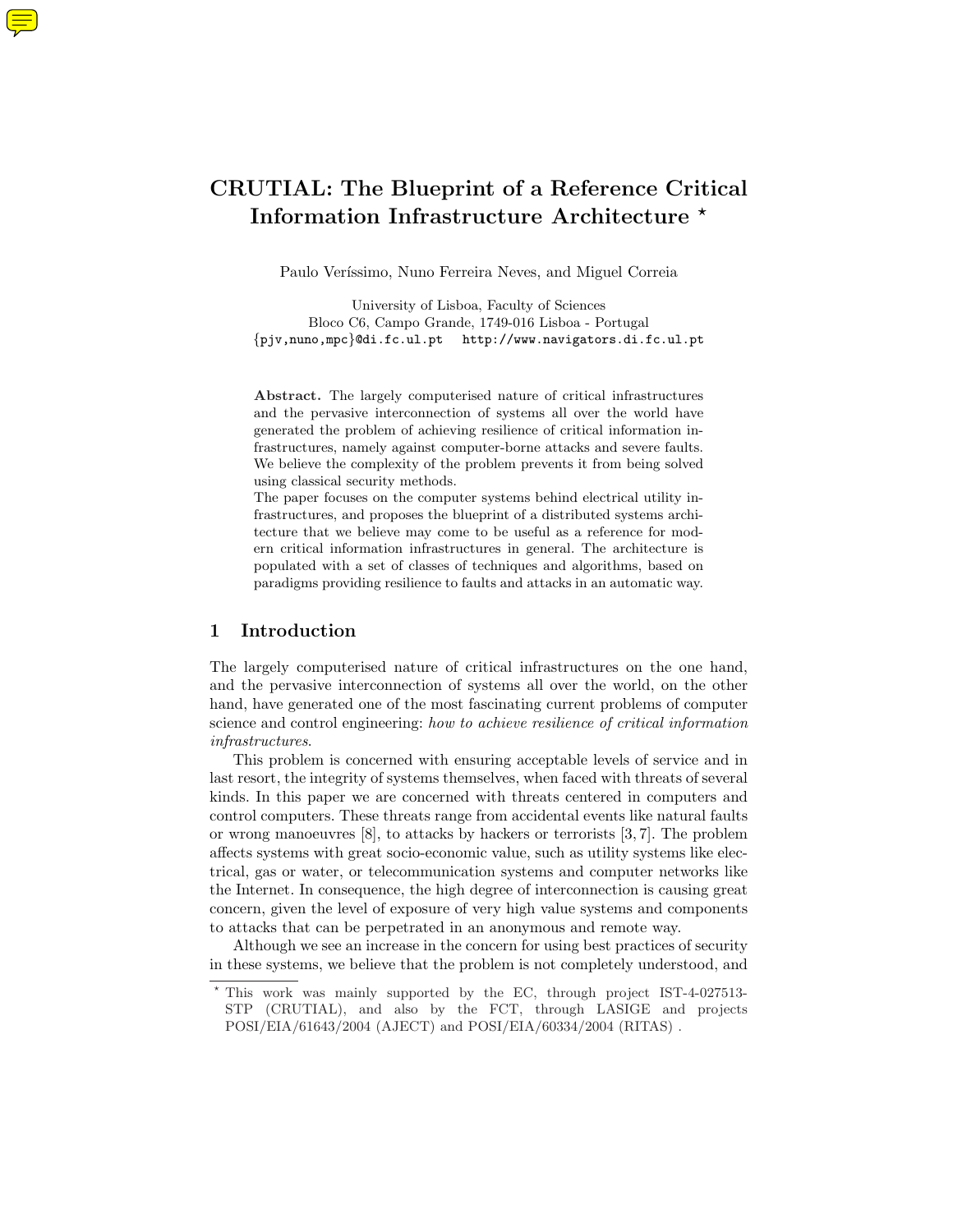# CRUTIAL: The Blueprint of a Reference Critical Information Infrastructure Architecture *

Paulo Veríssimo, Nuno Ferreira Neves, and Miguel Correia

University of Lisboa, Faculty of Sciences
Bloco C6, Campo Grande, 1749-016 Lisboa - Portugal
{pjv,nuno,mpc}@di.fc.ul.pt http://www.navigators.di.fc.ul.pt

**Abstract.** The largely computerised nature of critical infrastructures and the pervasive interconnection of systems all over the world have generated the problem of achieving resilience of critical information infrastructures, namely against computer-borne attacks and severe faults. We believe the complexity of the problem prevents it from being solved using classical security methods.
The paper focuses on the computer systems behind electrical utility infrastructures, and proposes the blueprint of a distributed systems architecture that we believe may come to be useful as a reference for modern critical information infrastructures in general. The architecture is populated with a set of classes of techniques and algorithms, based on paradigms providing resilience to faults and attacks in an automatic way.

## 1 Introduction

The largely computerised nature of critical infrastructures on the one hand, and the pervasive interconnection of systems all over the world, on the other hand, have generated one of the most fascinating current problems of computer science and control engineering: *how to achieve resilience of critical information infrastructures*.

This problem is concerned with ensuring acceptable levels of service and in last resort, the integrity of systems themselves, when faced with threats of several kinds. In this paper we are concerned with threats centered in computers and control computers. These threats range from accidental events like natural faults or wrong manoeuvres [8], to attacks by hackers or terrorists [3, 7]. The problem affects systems with great socio-economic value, such as utility systems like electrical, gas or water, or telecommunication systems and computer networks like the Internet. In consequence, the high degree of interconnection is causing great concern, given the level of exposure of very high value systems and components to attacks that can be perpetrated in an anonymous and remote way.

Although we see an increase in the concern for using best practices of security in these systems, we believe that the problem is not completely understood, and

* This work was mainly supported by the EC, through project IST-4-027513-STP (CRUTIAL), and also by the FCT, through LASIGE and projects POSI/EIA/61643/2004 (AJECT) and POSI/EIA/60334/2004 (RITAS) .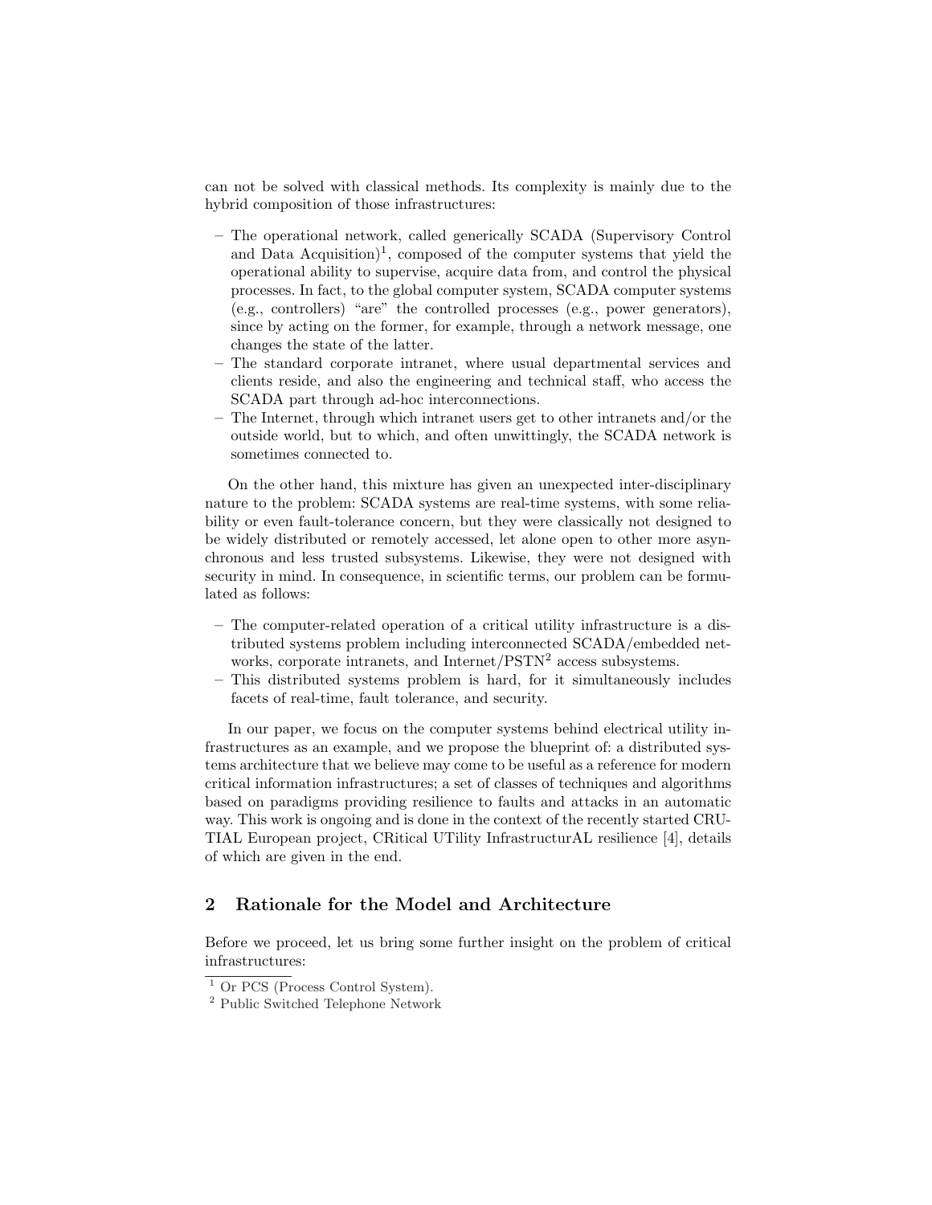can not be solved with classical methods. Its complexity is mainly due to the hybrid composition of those infrastructures:

- The operational network, called generically SCADA (Supervisory Control and Data Acquisition)[1], composed of the computer systems that yield the operational ability to supervise, acquire data from, and control the physical processes. In fact, to the global computer system, SCADA computer systems (e.g., controllers) "are" the controlled processes (e.g., power generators), since by acting on the former, for example, through a network message, one changes the state of the latter.
- The standard corporate intranet, where usual departmental services and clients reside, and also the engineering and technical staff, who access the SCADA part through ad-hoc interconnections.
- The Internet, through which intranet users get to other intranets and/or the outside world, but to which, and often unwittingly, the SCADA network is sometimes connected to.

On the other hand, this mixture has given an unexpected inter-disciplinary nature to the problem: SCADA systems are real-time systems, with some reliability or even fault-tolerance concern, but they were classically not designed to be widely distributed or remotely accessed, let alone open to other more asynchronous and less trusted subsystems. Likewise, they were not designed with security in mind. In consequence, in scientific terms, our problem can be formulated as follows:

- The computer-related operation of a critical utility infrastructure is a distributed systems problem including interconnected SCADA/embedded networks, corporate intranets, and Internet/PSTN[2] access subsystems.
- This distributed systems problem is hard, for it simultaneously includes facets of real-time, fault tolerance, and security.

In our paper, we focus on the computer systems behind electrical utility infrastructures as an example, and we propose the blueprint of: a distributed systems architecture that we believe may come to be useful as a reference for modern critical information infrastructures; a set of classes of techniques and algorithms based on paradigms providing resilience to faults and attacks in an automatic way. This work is ongoing and is done in the context of the recently started CRUTIAL European project, CRitical UTility InfrastructurAL resilience [4], details of which are given in the end.

## 2 Rationale for the Model and Architecture

Before we proceed, let us bring some further insight on the problem of critical infrastructures:

---

[1] Or PCS (Process Control System).

[2] Public Switched Telephone Network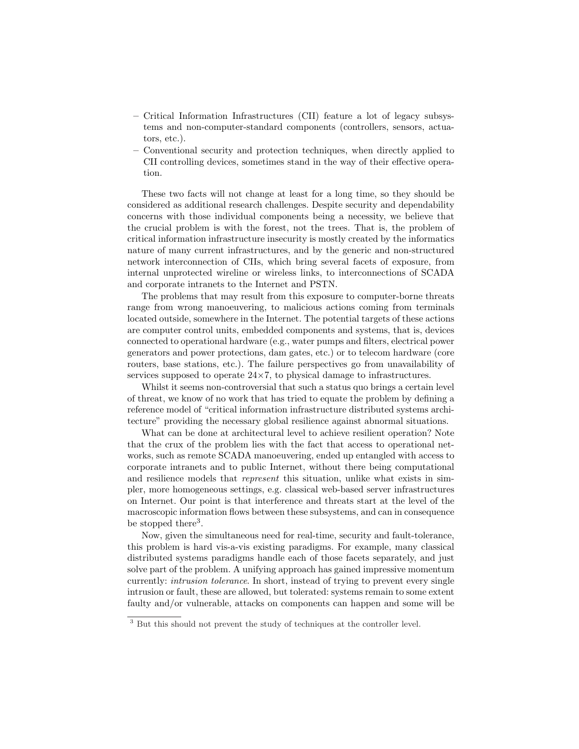- Critical Information Infrastructures (CII) feature a lot of legacy subsystems and non-computer-standard components (controllers, sensors, actuators, etc.).
- Conventional security and protection techniques, when directly applied to CII controlling devices, sometimes stand in the way of their effective operation.

These two facts will not change at least for a long time, so they should be considered as additional research challenges. Despite security and dependability concerns with those individual components being a necessity, we believe that the crucial problem is with the forest, not the trees. That is, the problem of critical information infrastructure insecurity is mostly created by the informatics nature of many current infrastructures, and by the generic and non-structured network interconnection of CIIs, which bring several facets of exposure, from internal unprotected wireline or wireless links, to interconnections of SCADA and corporate intranets to the Internet and PSTN.

The problems that may result from this exposure to computer-borne threats range from wrong manoeuvering, to malicious actions coming from terminals located outside, somewhere in the Internet. The potential targets of these actions are computer control units, embedded components and systems, that is, devices connected to operational hardware (e.g., water pumps and filters, electrical power generators and power protections, dam gates, etc.) or to telecom hardware (core routers, base stations, etc.). The failure perspectives go from unavailability of services supposed to operate 24×7, to physical damage to infrastructures.

Whilst it seems non-controversial that such a status quo brings a certain level of threat, we know of no work that has tried to equate the problem by defining a reference model of "critical information infrastructure distributed systems architecture" providing the necessary global resilience against abnormal situations.

What can be done at architectural level to achieve resilient operation? Note that the crux of the problem lies with the fact that access to operational networks, such as remote SCADA manoeuvering, ended up entangled with access to corporate intranets and to public Internet, without there being computational and resilience models that *represent* this situation, unlike what exists in simpler, more homogeneous settings, e.g. classical web-based server infrastructures on Internet. Our point is that interference and threats start at the level of the macroscopic information flows between these subsystems, and can in consequence be stopped there[3].

Now, given the simultaneous need for real-time, security and fault-tolerance, this problem is hard vis-a-vis existing paradigms. For example, many classical distributed systems paradigms handle each of those facets separately, and just solve part of the problem. A unifying approach has gained impressive momentum currently: *intrusion tolerance*. In short, instead of trying to prevent every single intrusion or fault, these are allowed, but tolerated: systems remain to some extent faulty and/or vulnerable, attacks on components can happen and some will be

[3] But this should not prevent the study of techniques at the controller level.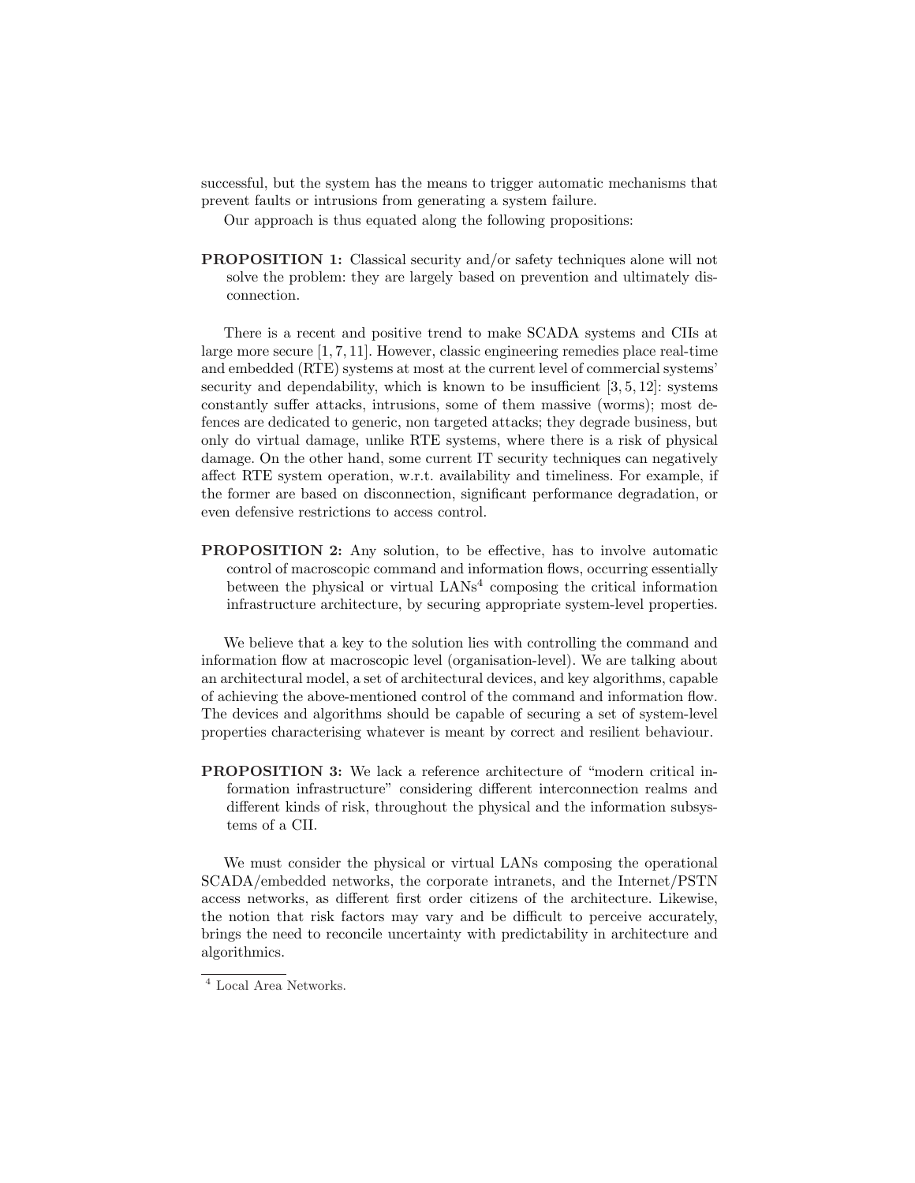successful, but the system has the means to trigger automatic mechanisms that prevent faults or intrusions from generating a system failure.

Our approach is thus equated along the following propositions:

**PROPOSITION 1:** Classical security and/or safety techniques alone will not solve the problem: they are largely based on prevention and ultimately disconnection.

There is a recent and positive trend to make SCADA systems and CIIs at large more secure [1, 7, 11]. However, classic engineering remedies place real-time and embedded (RTE) systems at most at the current level of commercial systems' security and dependability, which is known to be insufficient [3, 5, 12]: systems constantly suffer attacks, intrusions, some of them massive (worms); most defences are dedicated to generic, non targeted attacks; they degrade business, but only do virtual damage, unlike RTE systems, where there is a risk of physical damage. On the other hand, some current IT security techniques can negatively affect RTE system operation, w.r.t. availability and timeliness. For example, if the former are based on disconnection, significant performance degradation, or even defensive restrictions to access control.

**PROPOSITION 2:** Any solution, to be effective, has to involve automatic control of macroscopic command and information flows, occurring essentially between the physical or virtual LANs[4] composing the critical information infrastructure architecture, by securing appropriate system-level properties.

We believe that a key to the solution lies with controlling the command and information flow at macroscopic level (organisation-level). We are talking about an architectural model, a set of architectural devices, and key algorithms, capable of achieving the above-mentioned control of the command and information flow. The devices and algorithms should be capable of securing a set of system-level properties characterising whatever is meant by correct and resilient behaviour.

**PROPOSITION 3:** We lack a reference architecture of "modern critical information infrastructure" considering different interconnection realms and different kinds of risk, throughout the physical and the information subsystems of a CII.

We must consider the physical or virtual LANs composing the operational SCADA/embedded networks, the corporate intranets, and the Internet/PSTN access networks, as different first order citizens of the architecture. Likewise, the notion that risk factors may vary and be difficult to perceive accurately, brings the need to reconcile uncertainty with predictability in architecture and algorithmics.

[4] Local Area Networks.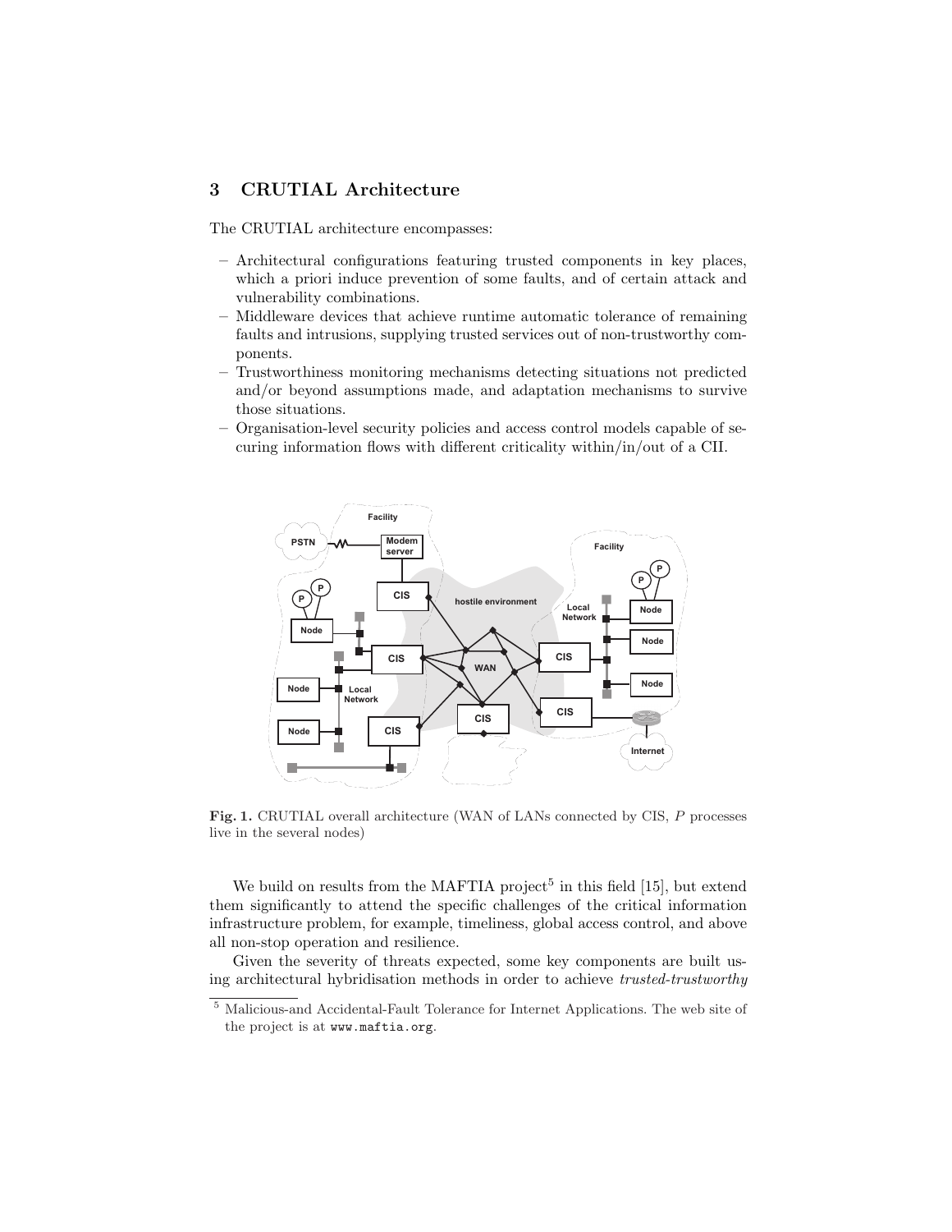## 3 CRUTIAL Architecture

The CRUTIAL architecture encompasses:

- Architectural configurations featuring trusted components in key places, which a priori induce prevention of some faults, and of certain attack and vulnerability combinations.
- Middleware devices that achieve runtime automatic tolerance of remaining faults and intrusions, supplying trusted services out of non-trustworthy components.
- Trustworthiness monitoring mechanisms detecting situations not predicted and/or beyond assumptions made, and adaptation mechanisms to survive those situations.
- Organisation-level security policies and access control models capable of securing information flows with different criticality within/in/out of a CII.

**Fig. 1.** CRUTIAL overall architecture (WAN of LANs connected by CIS, *P* processes live in the several nodes)

We build on results from the MAFTIA project[5] in this field [15], but extend them significantly to attend the specific challenges of the critical information infrastructure problem, for example, timeliness, global access control, and above all non-stop operation and resilience.

Given the severity of threats expected, some key components are built using architectural hybridisation methods in order to achieve *trusted-trustworthy*

[5] Malicious-and Accidental-Fault Tolerance for Internet Applications. The web site of the project is at www.maftia.org.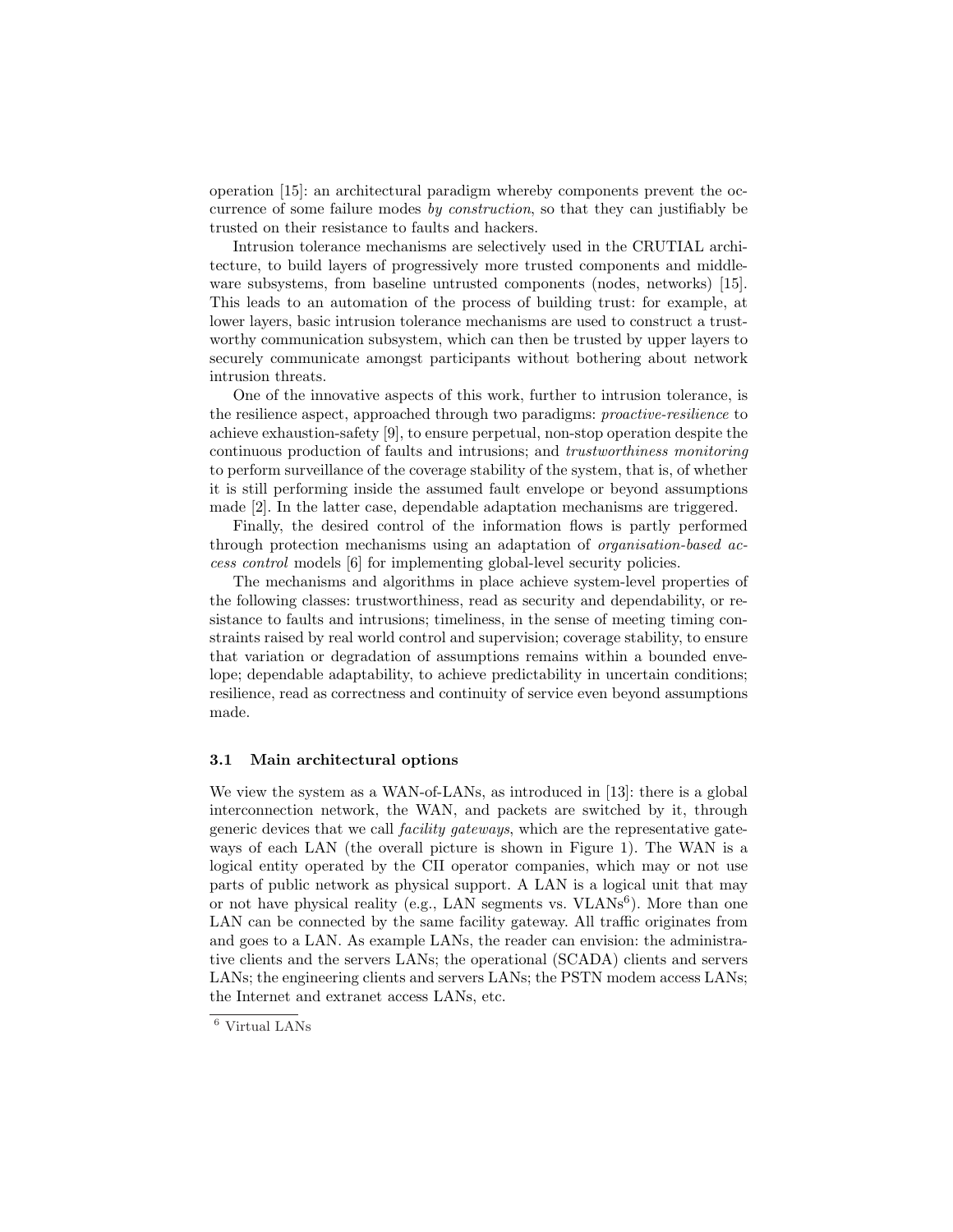operation [15]: an architectural paradigm whereby components prevent the occurrence of some failure modes *by construction*, so that they can justifiably be trusted on their resistance to faults and hackers.

Intrusion tolerance mechanisms are selectively used in the CRUTIAL architecture, to build layers of progressively more trusted components and middleware subsystems, from baseline untrusted components (nodes, networks) [15]. This leads to an automation of the process of building trust: for example, at lower layers, basic intrusion tolerance mechanisms are used to construct a trustworthy communication subsystem, which can then be trusted by upper layers to securely communicate amongst participants without bothering about network intrusion threats.

One of the innovative aspects of this work, further to intrusion tolerance, is the resilience aspect, approached through two paradigms: *proactive-resilience* to achieve exhaustion-safety [9], to ensure perpetual, non-stop operation despite the continuous production of faults and intrusions; and *trustworthiness monitoring* to perform surveillance of the coverage stability of the system, that is, of whether it is still performing inside the assumed fault envelope or beyond assumptions made [2]. In the latter case, dependable adaptation mechanisms are triggered.

Finally, the desired control of the information flows is partly performed through protection mechanisms using an adaptation of *organisation-based access control* models [6] for implementing global-level security policies.

The mechanisms and algorithms in place achieve system-level properties of the following classes: trustworthiness, read as security and dependability, or resistance to faults and intrusions; timeliness, in the sense of meeting timing constraints raised by real world control and supervision; coverage stability, to ensure that variation or degradation of assumptions remains within a bounded envelope; dependable adaptability, to achieve predictability in uncertain conditions; resilience, read as correctness and continuity of service even beyond assumptions made.

### 3.1 Main architectural options

We view the system as a WAN-of-LANs, as introduced in [13]: there is a global interconnection network, the WAN, and packets are switched by it, through generic devices that we call *facility gateways*, which are the representative gateways of each LAN (the overall picture is shown in Figure 1). The WAN is a logical entity operated by the CII operator companies, which may or not use parts of public network as physical support. A LAN is a logical unit that may or not have physical reality (e.g., LAN segments vs. VLANs[6]). More than one LAN can be connected by the same facility gateway. All traffic originates from and goes to a LAN. As example LANs, the reader can envision: the administrative clients and the servers LANs; the operational (SCADA) clients and servers LANs; the engineering clients and servers LANs; the PSTN modem access LANs; the Internet and extranet access LANs, etc.

[6] Virtual LANs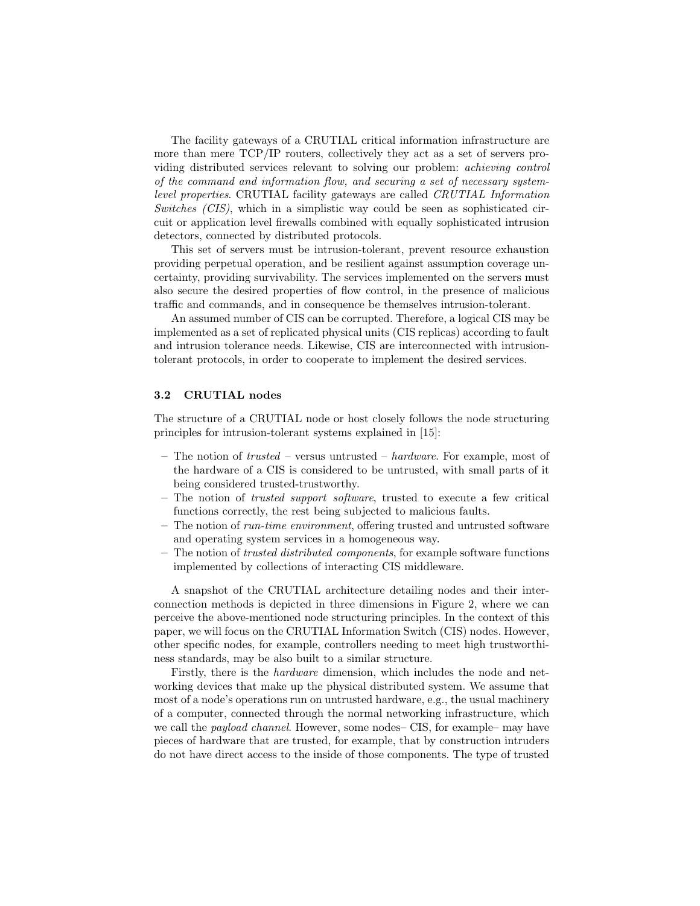The facility gateways of a CRUTIAL critical information infrastructure are more than mere TCP/IP routers, collectively they act as a set of servers providing distributed services relevant to solving our problem: *achieving control of the command and information flow, and securing a set of necessary system-level properties*. CRUTIAL facility gateways are called *CRUTIAL Information Switches (CIS)*, which in a simplistic way could be seen as sophisticated circuit or application level firewalls combined with equally sophisticated intrusion detectors, connected by distributed protocols.

This set of servers must be intrusion-tolerant, prevent resource exhaustion providing perpetual operation, and be resilient against assumption coverage uncertainty, providing survivability. The services implemented on the servers must also secure the desired properties of flow control, in the presence of malicious traffic and commands, and in consequence be themselves intrusion-tolerant.

An assumed number of CIS can be corrupted. Therefore, a logical CIS may be implemented as a set of replicated physical units (CIS replicas) according to fault and intrusion tolerance needs. Likewise, CIS are interconnected with intrusion-tolerant protocols, in order to cooperate to implement the desired services.

### 3.2 CRUTIAL nodes

The structure of a CRUTIAL node or host closely follows the node structuring principles for intrusion-tolerant systems explained in [15]:

- The notion of *trusted* – versus untrusted – *hardware*. For example, most of the hardware of a CIS is considered to be untrusted, with small parts of it being considered trusted-trustworthy.
- The notion of *trusted support software*, trusted to execute a few critical functions correctly, the rest being subjected to malicious faults.
- The notion of *run-time environment*, offering trusted and untrusted software and operating system services in a homogeneous way.
- The notion of *trusted distributed components*, for example software functions implemented by collections of interacting CIS middleware.

A snapshot of the CRUTIAL architecture detailing nodes and their interconnection methods is depicted in three dimensions in Figure 2, where we can perceive the above-mentioned node structuring principles. In the context of this paper, we will focus on the CRUTIAL Information Switch (CIS) nodes. However, other specific nodes, for example, controllers needing to meet high trustworthiness standards, may be also built to a similar structure.

Firstly, there is the *hardware* dimension, which includes the node and networking devices that make up the physical distributed system. We assume that most of a node's operations run on untrusted hardware, e.g., the usual machinery of a computer, connected through the normal networking infrastructure, which we call the *payload channel*. However, some nodes– CIS, for example– may have pieces of hardware that are trusted, for example, that by construction intruders do not have direct access to the inside of those components. The type of trusted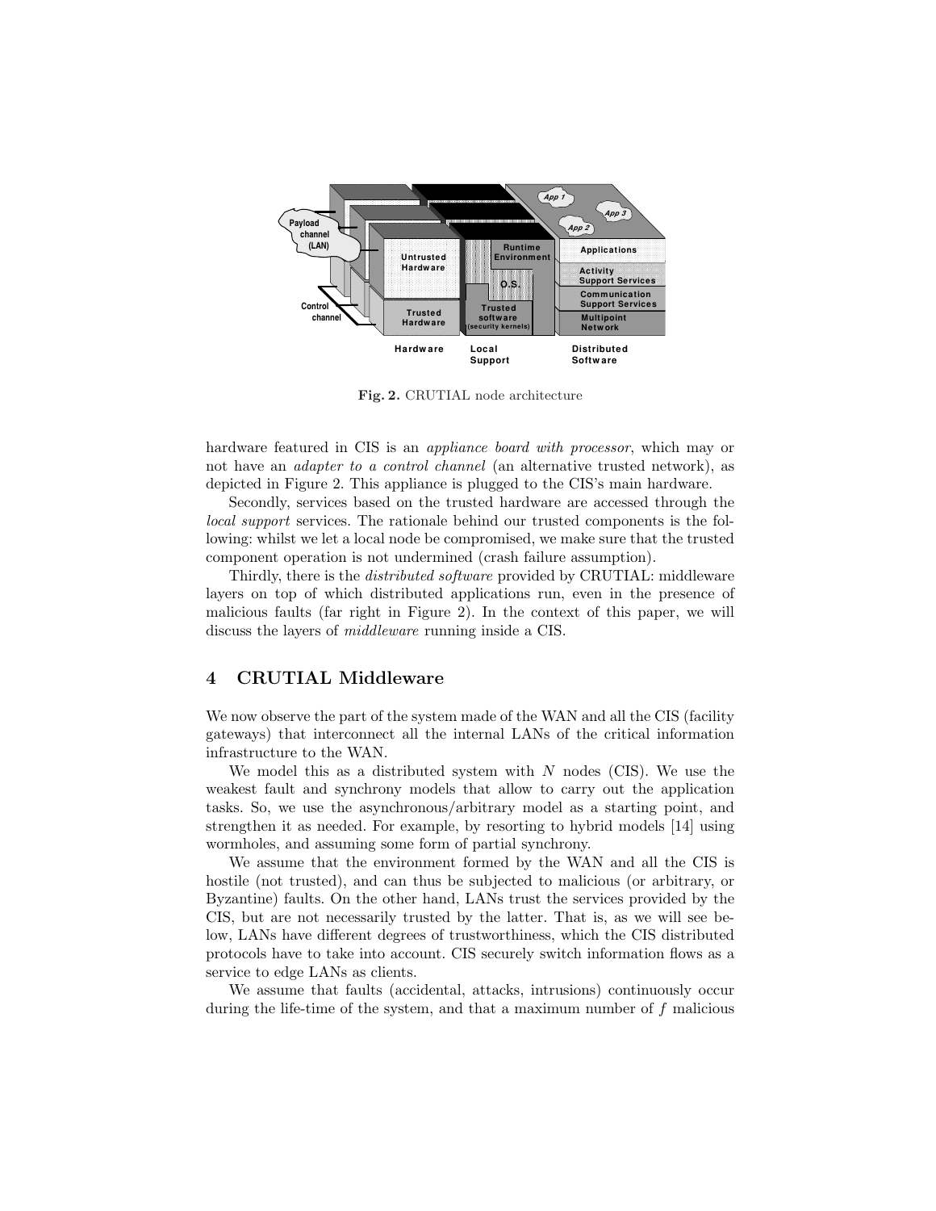**Fig. 2.** CRUTIAL node architecture

hardware featured in CIS is an *appliance board with processor*, which may or not have an *adapter to a control channel* (an alternative trusted network), as depicted in Figure 2. This appliance is plugged to the CIS's main hardware.

Secondly, services based on the trusted hardware are accessed through the *local support* services. The rationale behind our trusted components is the following: whilst we let a local node be compromised, we make sure that the trusted component operation is not undermined (crash failure assumption).

Thirdly, there is the *distributed software* provided by CRUTIAL: middleware layers on top of which distributed applications run, even in the presence of malicious faults (far right in Figure 2). In the context of this paper, we will discuss the layers of *middleware* running inside a CIS.

## 4 CRUTIAL Middleware

We now observe the part of the system made of the WAN and all the CIS (facility gateways) that interconnect all the internal LANs of the critical information infrastructure to the WAN.

We model this as a distributed system with $N$ nodes (CIS). We use the weakest fault and synchrony models that allow to carry out the application tasks. So, we use the asynchronous/arbitrary model as a starting point, and strengthen it as needed. For example, by resorting to hybrid models [14] using wormholes, and assuming some form of partial synchrony.

We assume that the environment formed by the WAN and all the CIS is hostile (not trusted), and can thus be subjected to malicious (or arbitrary, or Byzantine) faults. On the other hand, LANs trust the services provided by the CIS, but are not necessarily trusted by the latter. That is, as we will see below, LANs have different degrees of trustworthiness, which the CIS distributed protocols have to take into account. CIS securely switch information flows as a service to edge LANs as clients.

We assume that faults (accidental, attacks, intrusions) continuously occur during the life-time of the system, and that a maximum number of $f$ malicious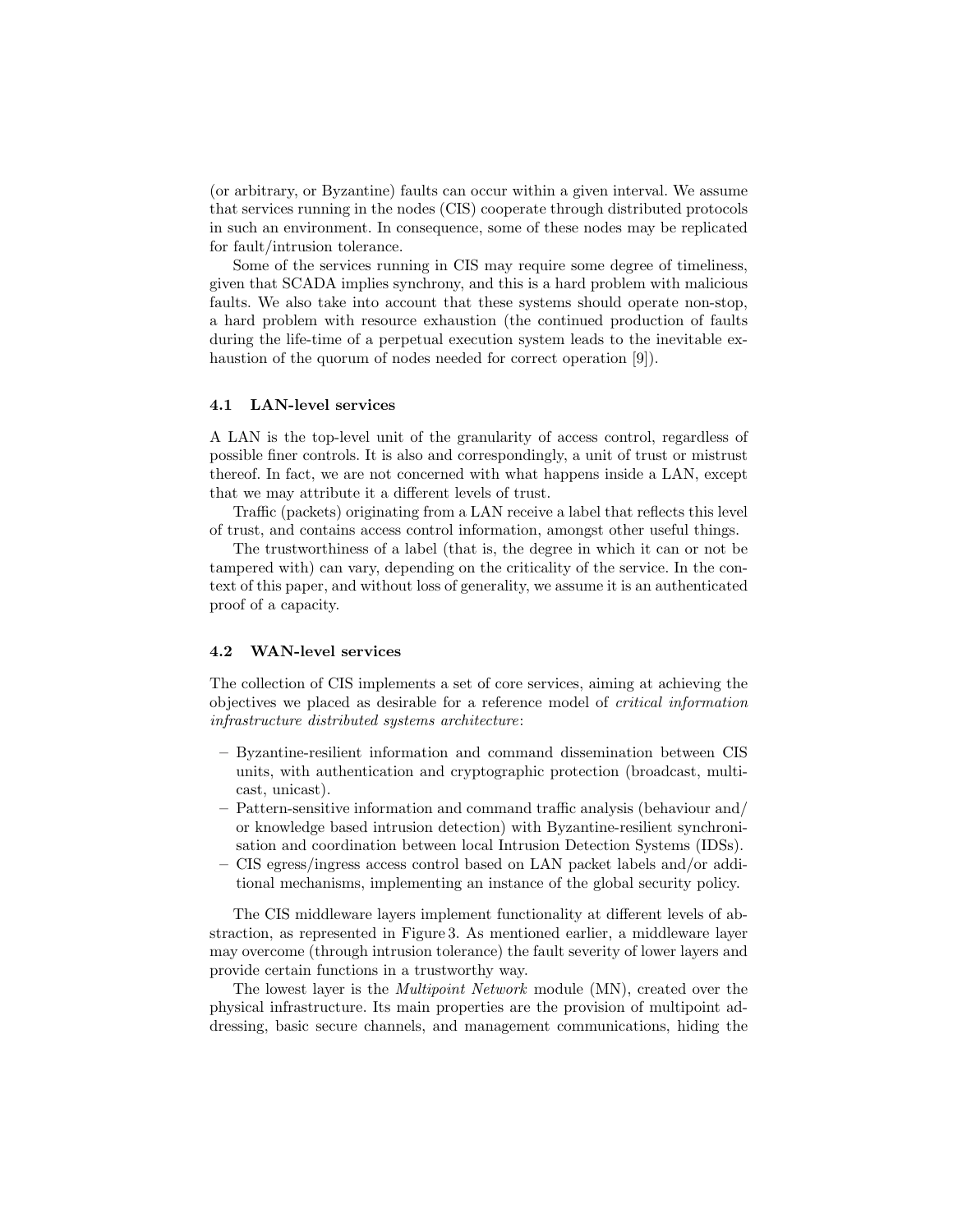(or arbitrary, or Byzantine) faults can occur within a given interval. We assume that services running in the nodes (CIS) cooperate through distributed protocols in such an environment. In consequence, some of these nodes may be replicated for fault/intrusion tolerance.

Some of the services running in CIS may require some degree of timeliness, given that SCADA implies synchrony, and this is a hard problem with malicious faults. We also take into account that these systems should operate non-stop, a hard problem with resource exhaustion (the continued production of faults during the life-time of a perpetual execution system leads to the inevitable exhaustion of the quorum of nodes needed for correct operation [9]).

### 4.1 LAN-level services

A LAN is the top-level unit of the granularity of access control, regardless of possible finer controls. It is also and correspondingly, a unit of trust or mistrust thereof. In fact, we are not concerned with what happens inside a LAN, except that we may attribute it a different levels of trust.

Traffic (packets) originating from a LAN receive a label that reflects this level of trust, and contains access control information, amongst other useful things.

The trustworthiness of a label (that is, the degree in which it can or not be tampered with) can vary, depending on the criticality of the service. In the context of this paper, and without loss of generality, we assume it is an authenticated proof of a capacity.

### 4.2 WAN-level services

The collection of CIS implements a set of core services, aiming at achieving the objectives we placed as desirable for a reference model of *critical information infrastructure distributed systems architecture*:

- Byzantine-resilient information and command dissemination between CIS units, with authentication and cryptographic protection (broadcast, multicast, unicast).
- Pattern-sensitive information and command traffic analysis (behaviour and/or knowledge based intrusion detection) with Byzantine-resilient synchronisation and coordination between local Intrusion Detection Systems (IDSs).
- CIS egress/ingress access control based on LAN packet labels and/or additional mechanisms, implementing an instance of the global security policy.

The CIS middleware layers implement functionality at different levels of abstraction, as represented in Figure 3. As mentioned earlier, a middleware layer may overcome (through intrusion tolerance) the fault severity of lower layers and provide certain functions in a trustworthy way.

The lowest layer is the *Multipoint Network* module (MN), created over the physical infrastructure. Its main properties are the provision of multipoint addressing, basic secure channels, and management communications, hiding the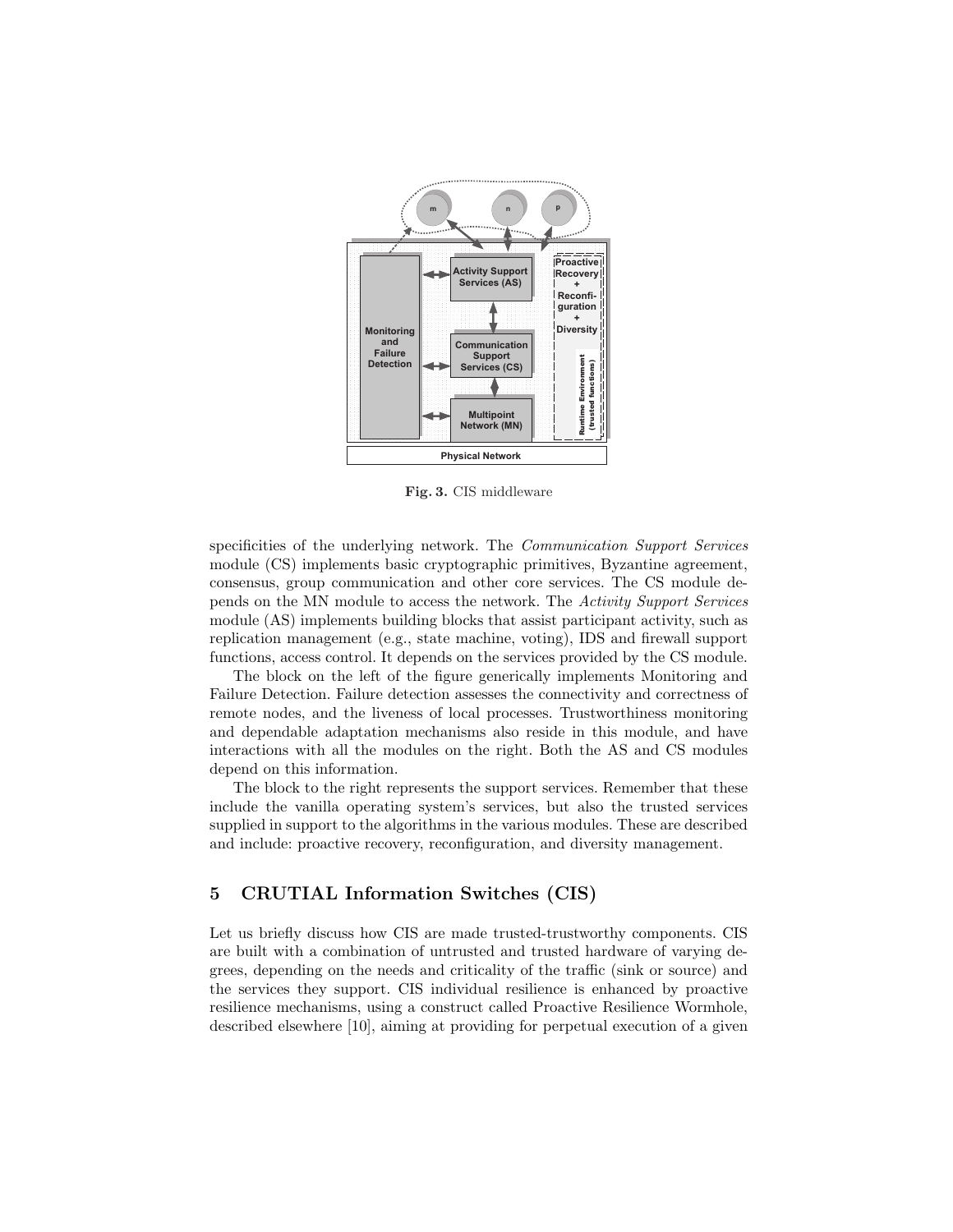Fig. 3. CIS middleware

specificities of the underlying network. The *Communication Support Services* module (CS) implements basic cryptographic primitives, Byzantine agreement, consensus, group communication and other core services. The CS module depends on the MN module to access the network. The *Activity Support Services* module (AS) implements building blocks that assist participant activity, such as replication management (e.g., state machine, voting), IDS and firewall support functions, access control. It depends on the services provided by the CS module.

The block on the left of the figure generically implements Monitoring and Failure Detection. Failure detection assesses the connectivity and correctness of remote nodes, and the liveness of local processes. Trustworthiness monitoring and dependable adaptation mechanisms also reside in this module, and have interactions with all the modules on the right. Both the AS and CS modules depend on this information.

The block to the right represents the support services. Remember that these include the vanilla operating system's services, but also the trusted services supplied in support to the algorithms in the various modules. These are described and include: proactive recovery, reconfiguration, and diversity management.

## 5 CRUTIAL Information Switches (CIS)

Let us briefly discuss how CIS are made trusted-trustworthy components. CIS are built with a combination of untrusted and trusted hardware of varying degrees, depending on the needs and criticality of the traffic (sink or source) and the services they support. CIS individual resilience is enhanced by proactive resilience mechanisms, using a construct called Proactive Resilience Wormhole, described elsewhere [10], aiming at providing for perpetual execution of a given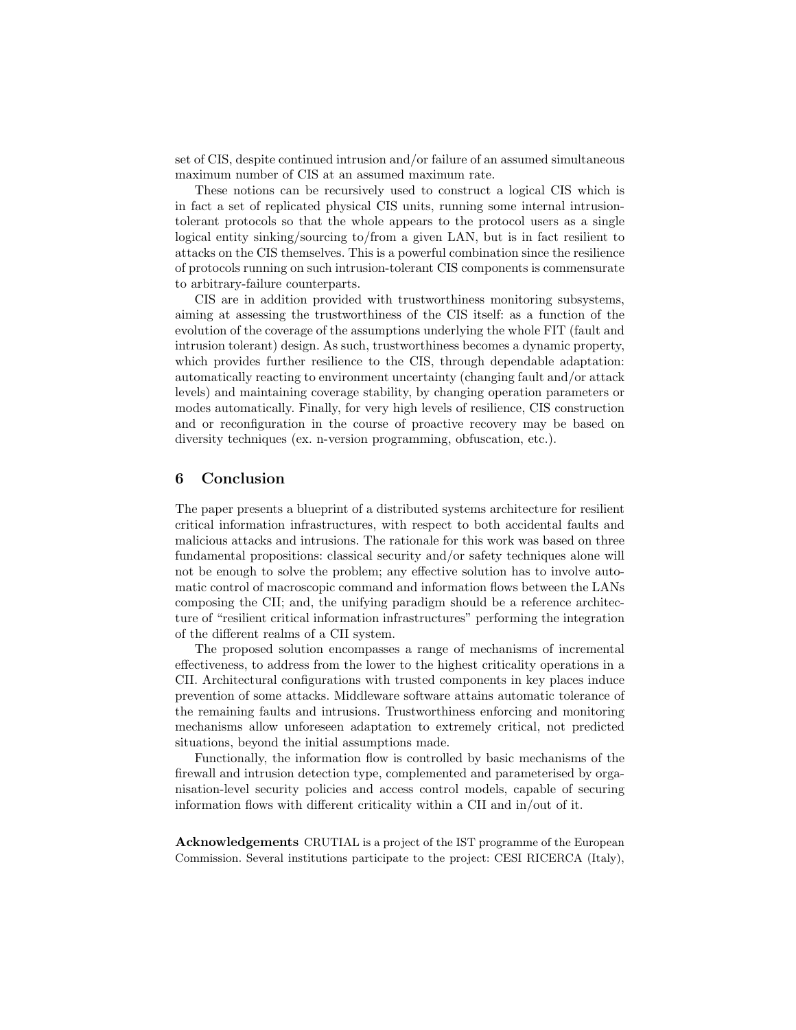set of CIS, despite continued intrusion and/or failure of an assumed simultaneous maximum number of CIS at an assumed maximum rate.

These notions can be recursively used to construct a logical CIS which is in fact a set of replicated physical CIS units, running some internal intrusion-tolerant protocols so that the whole appears to the protocol users as a single logical entity sinking/sourcing to/from a given LAN, but is in fact resilient to attacks on the CIS themselves. This is a powerful combination since the resilience of protocols running on such intrusion-tolerant CIS components is commensurate to arbitrary-failure counterparts.

CIS are in addition provided with trustworthiness monitoring subsystems, aiming at assessing the trustworthiness of the CIS itself: as a function of the evolution of the coverage of the assumptions underlying the whole FIT (fault and intrusion tolerant) design. As such, trustworthiness becomes a dynamic property, which provides further resilience to the CIS, through dependable adaptation: automatically reacting to environment uncertainty (changing fault and/or attack levels) and maintaining coverage stability, by changing operation parameters or modes automatically. Finally, for very high levels of resilience, CIS construction and or reconfiguration in the course of proactive recovery may be based on diversity techniques (ex. n-version programming, obfuscation, etc.).

## 6 Conclusion

The paper presents a blueprint of a distributed systems architecture for resilient critical information infrastructures, with respect to both accidental faults and malicious attacks and intrusions. The rationale for this work was based on three fundamental propositions: classical security and/or safety techniques alone will not be enough to solve the problem; any effective solution has to involve automatic control of macroscopic command and information flows between the LANs composing the CII; and, the unifying paradigm should be a reference architecture of "resilient critical information infrastructures" performing the integration of the different realms of a CII system.

The proposed solution encompasses a range of mechanisms of incremental effectiveness, to address from the lower to the highest criticality operations in a CII. Architectural configurations with trusted components in key places induce prevention of some attacks. Middleware software attains automatic tolerance of the remaining faults and intrusions. Trustworthiness enforcing and monitoring mechanisms allow unforeseen adaptation to extremely critical, not predicted situations, beyond the initial assumptions made.

Functionally, the information flow is controlled by basic mechanisms of the firewall and intrusion detection type, complemented and parameterised by organisation-level security policies and access control models, capable of securing information flows with different criticality within a CII and in/out of it.

**Acknowledgements** CRUTIAL is a project of the IST programme of the European Commission. Several institutions participate to the project: CESI RICERCA (Italy),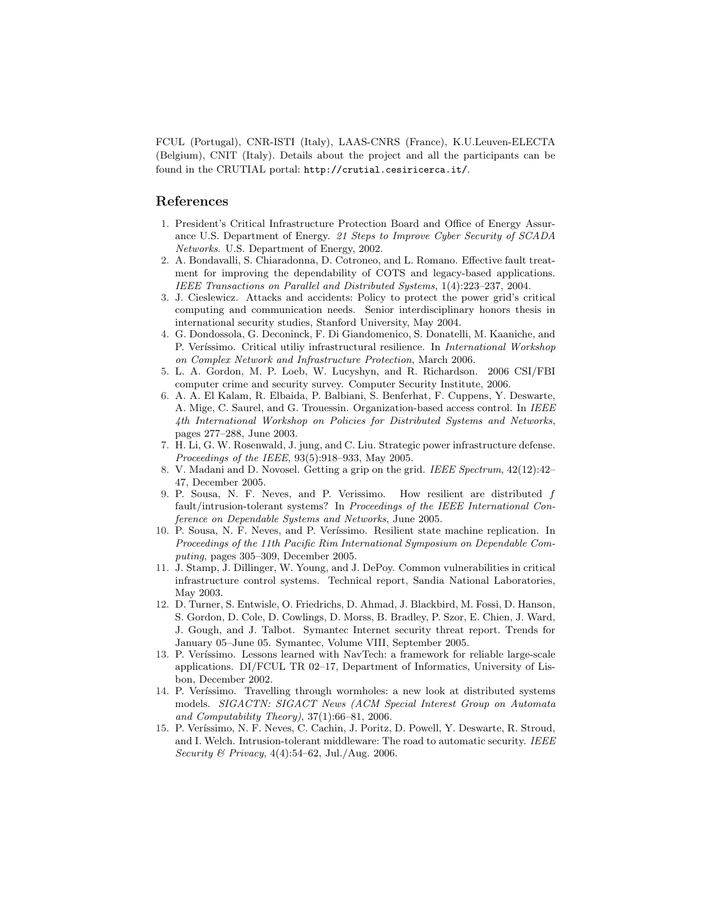FCUL (Portugal), CNR-ISTI (Italy), LAAS-CNRS (France), K.U.Leuven-ELECTA (Belgium), CNIT (Italy). Details about the project and all the participants can be found in the CRUTIAL portal: `http://crutial.cesiricerca.it/`.

## References

1. President's Critical Infrastructure Protection Board and Office of Energy Assurance U.S. Department of Energy. *21 Steps to Improve Cyber Security of SCADA Networks*. U.S. Department of Energy, 2002.
2. A. Bondavalli, S. Chiaradonna, D. Cotroneo, and L. Romano. Effective fault treatment for improving the dependability of COTS and legacy-based applications. *IEEE Transactions on Parallel and Distributed Systems*, 1(4):223–237, 2004.
3. J. Cieslewicz. Attacks and accidents: Policy to protect the power grid's critical computing and communication needs. Senior interdisciplinary honors thesis in international security studies, Stanford University, May 2004.
4. G. Dondossola, G. Deconinck, F. Di Giandomenico, S. Donatelli, M. Kaaniche, and P. Veríssimo. Critical utiliy infrastructural resilience. In *International Workshop on Complex Network and Infrastructure Protection*, March 2006.
5. L. A. Gordon, M. P. Loeb, W. Lucyshyn, and R. Richardson. 2006 CSI/FBI computer crime and security survey. Computer Security Institute, 2006.
6. A. A. El Kalam, R. Elbaida, P. Balbiani, S. Benferhat, F. Cuppens, Y. Deswarte, A. Mige, C. Saurel, and G. Trouessin. Organization-based access control. In *IEEE 4th International Workshop on Policies for Distributed Systems and Networks*, pages 277–288, June 2003.
7. H. Li, G. W. Rosenwald, J. jung, and C. Liu. Strategic power infrastructure defense. *Proceedings of the IEEE*, 93(5):918–933, May 2005.
8. V. Madani and D. Novosel. Getting a grip on the grid. *IEEE Spectrum*, 42(12):42–47, December 2005.
9. P. Sousa, N. F. Neves, and P. Verissimo. How resilient are distributed $f$ fault/intrusion-tolerant systems? In *Proceedings of the IEEE International Conference on Dependable Systems and Networks*, June 2005.
10. P. Sousa, N. F. Neves, and P. Veríssimo. Resilient state machine replication. In *Proceedings of the 11th Pacific Rim International Symposium on Dependable Computing*, pages 305–309, December 2005.
11. J. Stamp, J. Dillinger, W. Young, and J. DePoy. Common vulnerabilities in critical infrastructure control systems. Technical report, Sandia National Laboratories, May 2003.
12. D. Turner, S. Entwisle, O. Friedrichs, D. Ahmad, J. Blackbird, M. Fossi, D. Hanson, S. Gordon, D. Cole, D. Cowlings, D. Morss, B. Bradley, P. Szor, E. Chien, J. Ward, J. Gough, and J. Talbot. Symantec Internet security threat report. Trends for January 05–June 05. Symantec, Volume VIII, September 2005.
13. P. Veríssimo. Lessons learned with NavTech: a framework for reliable large-scale applications. DI/FCUL TR 02–17, Department of Informatics, University of Lisbon, December 2002.
14. P. Veríssimo. Travelling through wormholes: a new look at distributed systems models. *SIGACTN: SIGACT News (ACM Special Interest Group on Automata and Computability Theory)*, 37(1):66–81, 2006.
15. P. Veríssimo, N. F. Neves, C. Cachin, J. Poritz, D. Powell, Y. Deswarte, R. Stroud, and I. Welch. Intrusion-tolerant middleware: The road to automatic security. *IEEE Security & Privacy*, 4(4):54–62, Jul./Aug. 2006.